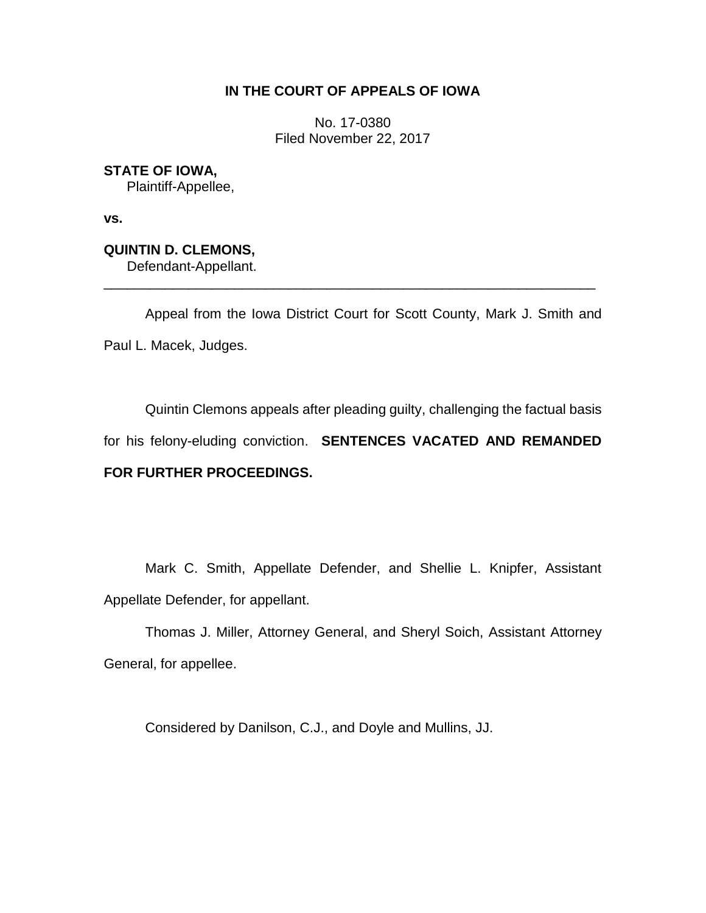**IN THE COURT OF APPEALS OF IOWA**

No. 17-0380
Filed November 22, 2017

**STATE OF IOWA,**
Plaintiff-Appellee,

**vs.**

**QUINTIN D. CLEMONS,**
Defendant-Appellant.

---

Appeal from the Iowa District Court for Scott County, Mark J. Smith and Paul L. Macek, Judges.

Quintin Clemons appeals after pleading guilty, challenging the factual basis for his felony-eluding conviction. **SENTENCES VACATED AND REMANDED FOR FURTHER PROCEEDINGS.**

Mark C. Smith, Appellate Defender, and Shellie L. Knipfer, Assistant Appellate Defender, for appellant.

Thomas J. Miller, Attorney General, and Sheryl Soich, Assistant Attorney General, for appellee.

Considered by Danilson, C.J., and Doyle and Mullins, JJ.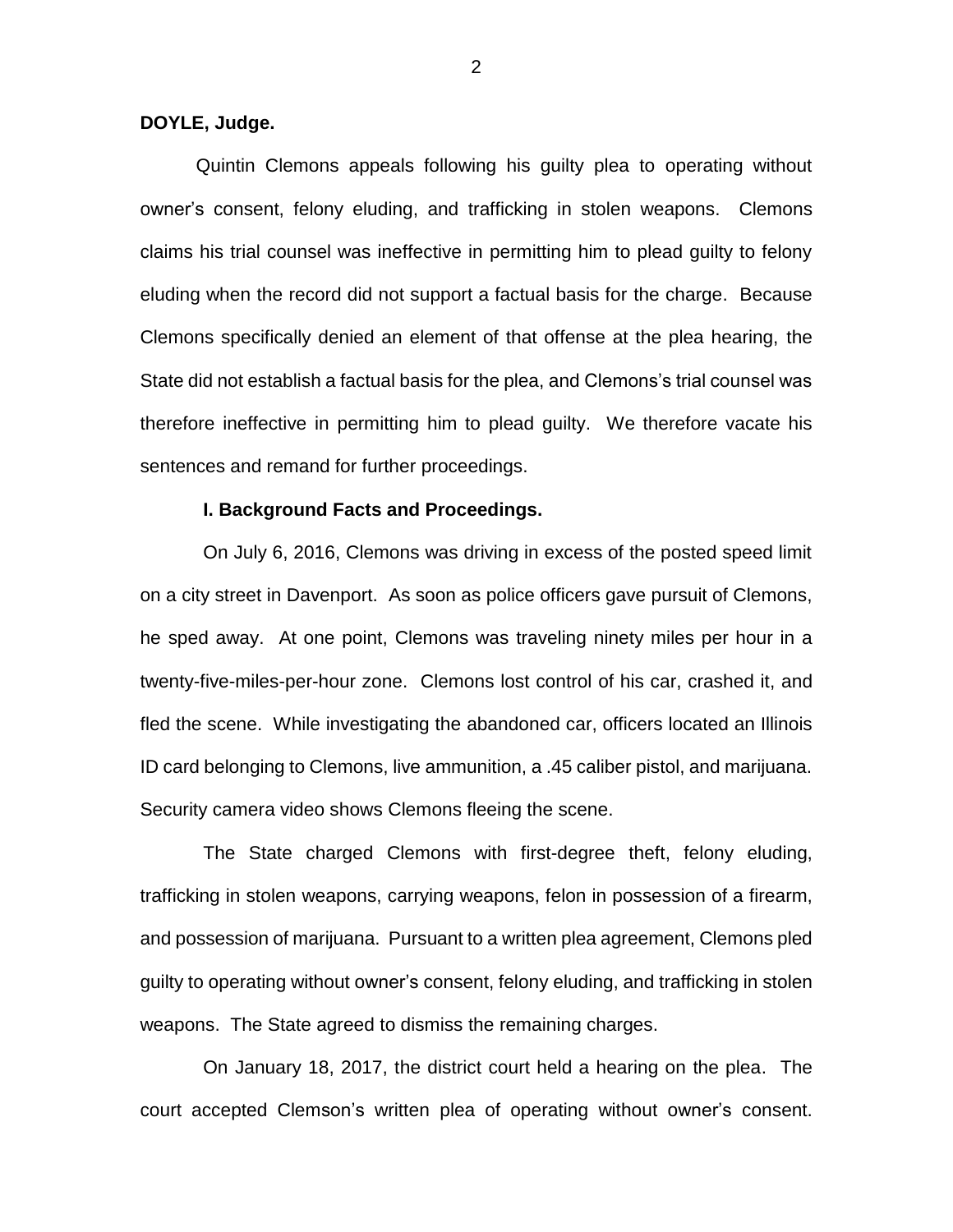**DOYLE, Judge.**

Quintin Clemons appeals following his guilty plea to operating without owner's consent, felony eluding, and trafficking in stolen weapons. Clemons claims his trial counsel was ineffective in permitting him to plead guilty to felony eluding when the record did not support a factual basis for the charge. Because Clemons specifically denied an element of that offense at the plea hearing, the State did not establish a factual basis for the plea, and Clemons's trial counsel was therefore ineffective in permitting him to plead guilty. We therefore vacate his sentences and remand for further proceedings.

**I. Background Facts and Proceedings.**

On July 6, 2016, Clemons was driving in excess of the posted speed limit on a city street in Davenport. As soon as police officers gave pursuit of Clemons, he sped away. At one point, Clemons was traveling ninety miles per hour in a twenty-five-miles-per-hour zone. Clemons lost control of his car, crashed it, and fled the scene. While investigating the abandoned car, officers located an Illinois ID card belonging to Clemons, live ammunition, a .45 caliber pistol, and marijuana. Security camera video shows Clemons fleeing the scene.

The State charged Clemons with first-degree theft, felony eluding, trafficking in stolen weapons, carrying weapons, felon in possession of a firearm, and possession of marijuana. Pursuant to a written plea agreement, Clemons pled guilty to operating without owner's consent, felony eluding, and trafficking in stolen weapons. The State agreed to dismiss the remaining charges.

On January 18, 2017, the district court held a hearing on the plea. The court accepted Clemson's written plea of operating without owner's consent.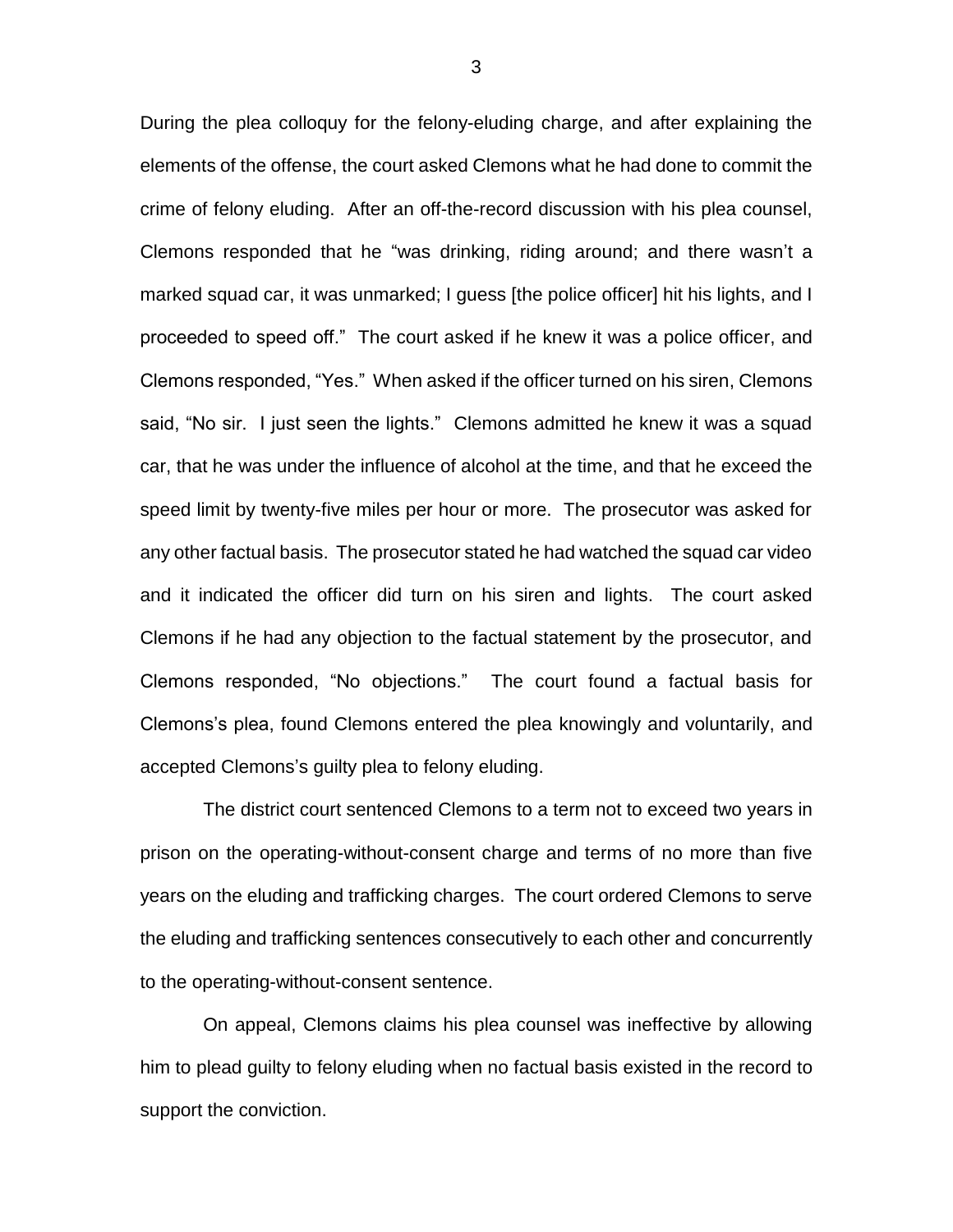During the plea colloquy for the felony-eluding charge, and after explaining the elements of the offense, the court asked Clemons what he had done to commit the crime of felony eluding. After an off-the-record discussion with his plea counsel, Clemons responded that he "was drinking, riding around; and there wasn't a marked squad car, it was unmarked; I guess [the police officer] hit his lights, and I proceeded to speed off." The court asked if he knew it was a police officer, and Clemons responded, "Yes." When asked if the officer turned on his siren, Clemons said, "No sir. I just seen the lights." Clemons admitted he knew it was a squad car, that he was under the influence of alcohol at the time, and that he exceed the speed limit by twenty-five miles per hour or more. The prosecutor was asked for any other factual basis. The prosecutor stated he had watched the squad car video and it indicated the officer did turn on his siren and lights. The court asked Clemons if he had any objection to the factual statement by the prosecutor, and Clemons responded, "No objections." The court found a factual basis for Clemons's plea, found Clemons entered the plea knowingly and voluntarily, and accepted Clemons's guilty plea to felony eluding.

The district court sentenced Clemons to a term not to exceed two years in prison on the operating-without-consent charge and terms of no more than five years on the eluding and trafficking charges. The court ordered Clemons to serve the eluding and trafficking sentences consecutively to each other and concurrently to the operating-without-consent sentence.

On appeal, Clemons claims his plea counsel was ineffective by allowing him to plead guilty to felony eluding when no factual basis existed in the record to support the conviction.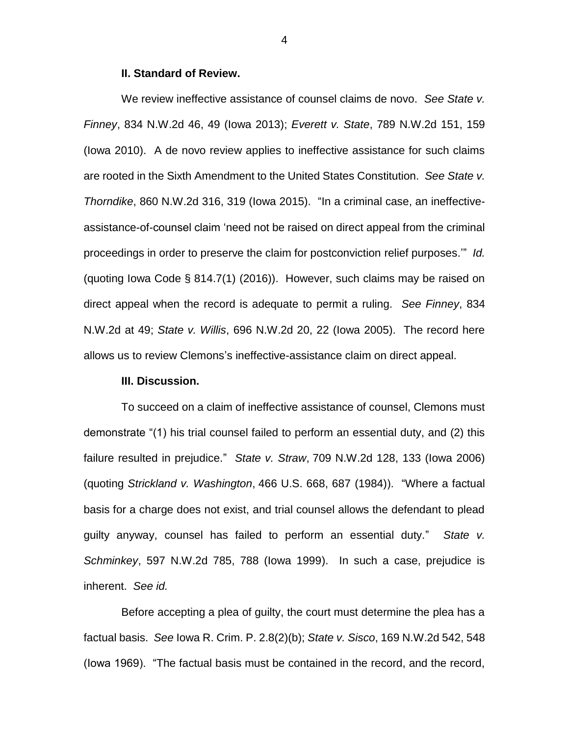**II. Standard of Review.**

We review ineffective assistance of counsel claims de novo. *See State v. Finney*, 834 N.W.2d 46, 49 (Iowa 2013); *Everett v. State*, 789 N.W.2d 151, 159 (Iowa 2010). A de novo review applies to ineffective assistance for such claims are rooted in the Sixth Amendment to the United States Constitution. *See State v. Thorndike*, 860 N.W.2d 316, 319 (Iowa 2015). "In a criminal case, an ineffective-assistance-of-counsel claim 'need not be raised on direct appeal from the criminal proceedings in order to preserve the claim for postconviction relief purposes.'" *Id.* (quoting Iowa Code § 814.7(1) (2016)). However, such claims may be raised on direct appeal when the record is adequate to permit a ruling. *See Finney*, 834 N.W.2d at 49; *State v. Willis*, 696 N.W.2d 20, 22 (Iowa 2005). The record here allows us to review Clemons's ineffective-assistance claim on direct appeal.

**III. Discussion.**

To succeed on a claim of ineffective assistance of counsel, Clemons must demonstrate "(1) his trial counsel failed to perform an essential duty, and (2) this failure resulted in prejudice." *State v. Straw*, 709 N.W.2d 128, 133 (Iowa 2006) (quoting *Strickland v. Washington*, 466 U.S. 668, 687 (1984)). "Where a factual basis for a charge does not exist, and trial counsel allows the defendant to plead guilty anyway, counsel has failed to perform an essential duty." *State v. Schminkey*, 597 N.W.2d 785, 788 (Iowa 1999). In such a case, prejudice is inherent. *See id.*

Before accepting a plea of guilty, the court must determine the plea has a factual basis. *See* Iowa R. Crim. P. 2.8(2)(b); *State v. Sisco*, 169 N.W.2d 542, 548 (Iowa 1969). "The factual basis must be contained in the record, and the record,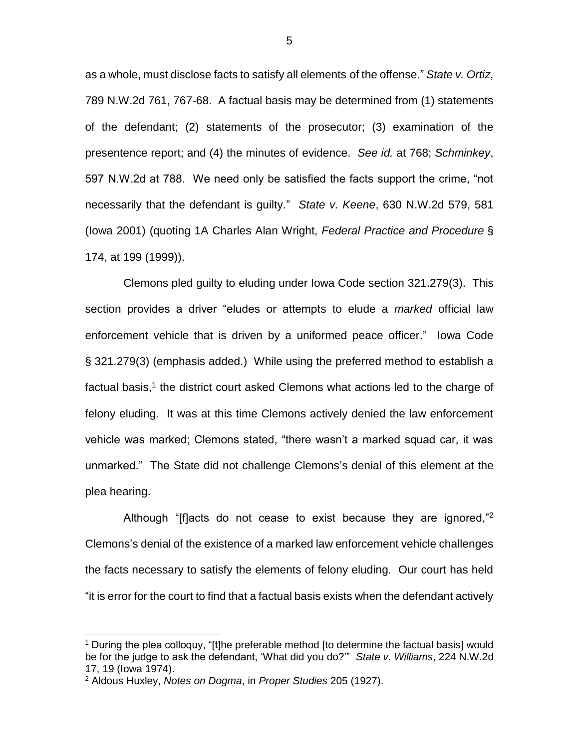as a whole, must disclose facts to satisfy all elements of the offense." *State v. Ortiz*, 789 N.W.2d 761, 767-68. A factual basis may be determined from (1) statements of the defendant; (2) statements of the prosecutor; (3) examination of the presentence report; and (4) the minutes of evidence. *See id.* at 768; *Schminkey*, 597 N.W.2d at 788. We need only be satisfied the facts support the crime, "not necessarily that the defendant is guilty." *State v. Keene*, 630 N.W.2d 579, 581 (Iowa 2001) (quoting 1A Charles Alan Wright, *Federal Practice and Procedure* § 174, at 199 (1999)).

Clemons pled guilty to eluding under Iowa Code section 321.279(3). This section provides a driver "eludes or attempts to elude a *marked* official law enforcement vehicle that is driven by a uniformed peace officer." Iowa Code § 321.279(3) (emphasis added.) While using the preferred method to establish a factual basis,[1] the district court asked Clemons what actions led to the charge of felony eluding. It was at this time Clemons actively denied the law enforcement vehicle was marked; Clemons stated, "there wasn't a marked squad car, it was unmarked." The State did not challenge Clemons's denial of this element at the plea hearing.

Although "[f]acts do not cease to exist because they are ignored,"[2] Clemons's denial of the existence of a marked law enforcement vehicle challenges the facts necessary to satisfy the elements of felony eluding. Our court has held "it is error for the court to find that a factual basis exists when the defendant actively

[1] During the plea colloquy, "[t]he preferable method [to determine the factual basis] would be for the judge to ask the defendant, 'What did you do?'" *State v. Williams*, 224 N.W.2d 17, 19 (Iowa 1974).

[2] Aldous Huxley, *Notes on Dogma*, in *Proper Studies* 205 (1927).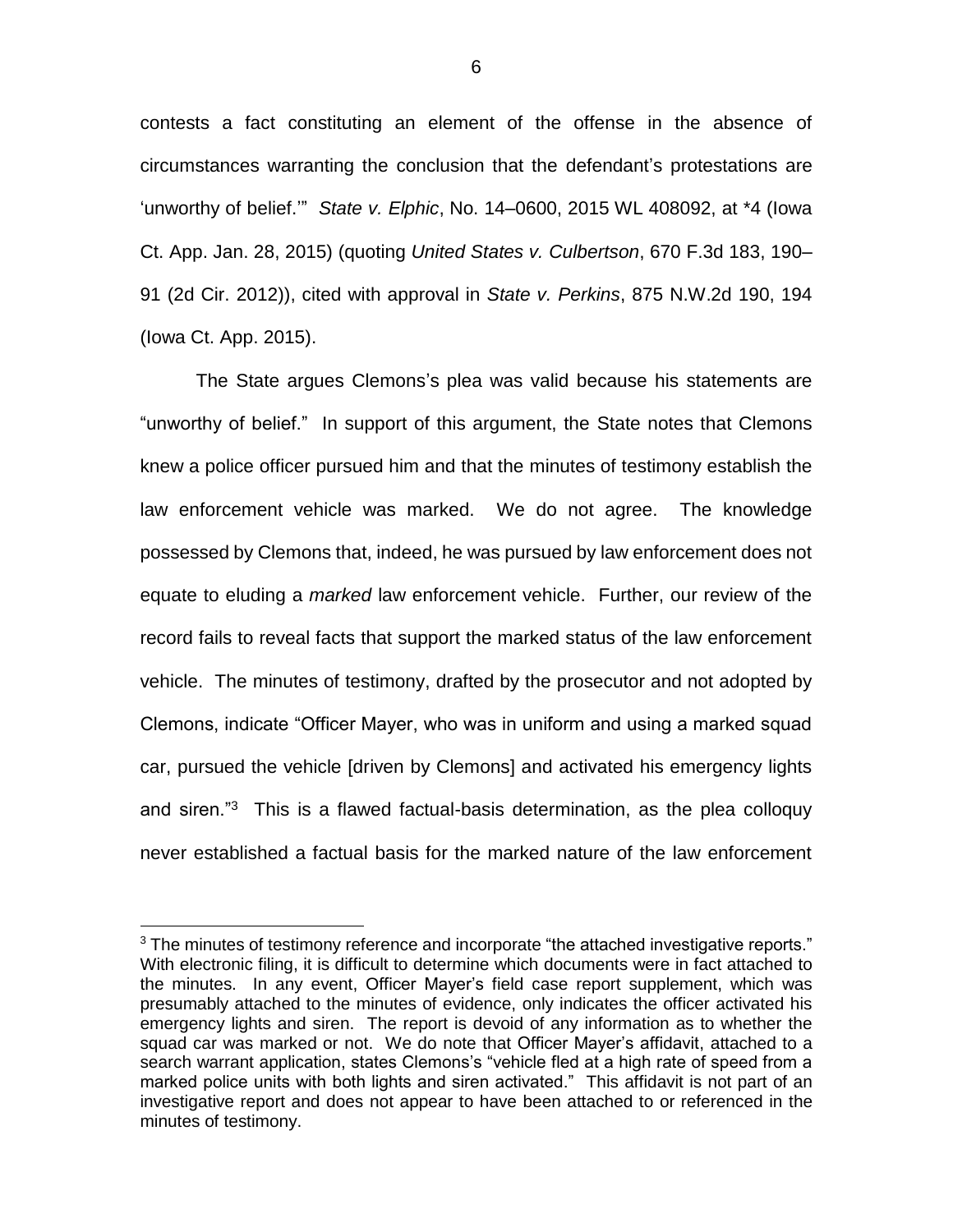contests a fact constituting an element of the offense in the absence of circumstances warranting the conclusion that the defendant's protestations are 'unworthy of belief.'" *State v. Elphic*, No. 14–0600, 2015 WL 408092, at *4 (Iowa Ct. App. Jan. 28, 2015) (quoting *United States v. Culbertson*, 670 F.3d 183, 190–91 (2d Cir. 2012)), cited with approval in *State v. Perkins*, 875 N.W.2d 190, 194 (Iowa Ct. App. 2015).

The State argues Clemons's plea was valid because his statements are "unworthy of belief." In support of this argument, the State notes that Clemons knew a police officer pursued him and that the minutes of testimony establish the law enforcement vehicle was marked. We do not agree. The knowledge possessed by Clemons that, indeed, he was pursued by law enforcement does not equate to eluding a *marked* law enforcement vehicle. Further, our review of the record fails to reveal facts that support the marked status of the law enforcement vehicle. The minutes of testimony, drafted by the prosecutor and not adopted by Clemons, indicate "Officer Mayer, who was in uniform and using a marked squad car, pursued the vehicle [driven by Clemons] and activated his emergency lights and siren."[3] This is a flawed factual-basis determination, as the plea colloquy never established a factual basis for the marked nature of the law enforcement

[3] The minutes of testimony reference and incorporate "the attached investigative reports." With electronic filing, it is difficult to determine which documents were in fact attached to the minutes. In any event, Officer Mayer's field case report supplement, which was presumably attached to the minutes of evidence, only indicates the officer activated his emergency lights and siren. The report is devoid of any information as to whether the squad car was marked or not. We do note that Officer Mayer's affidavit, attached to a search warrant application, states Clemons's "vehicle fled at a high rate of speed from a marked police units with both lights and siren activated." This affidavit is not part of an investigative report and does not appear to have been attached to or referenced in the minutes of testimony.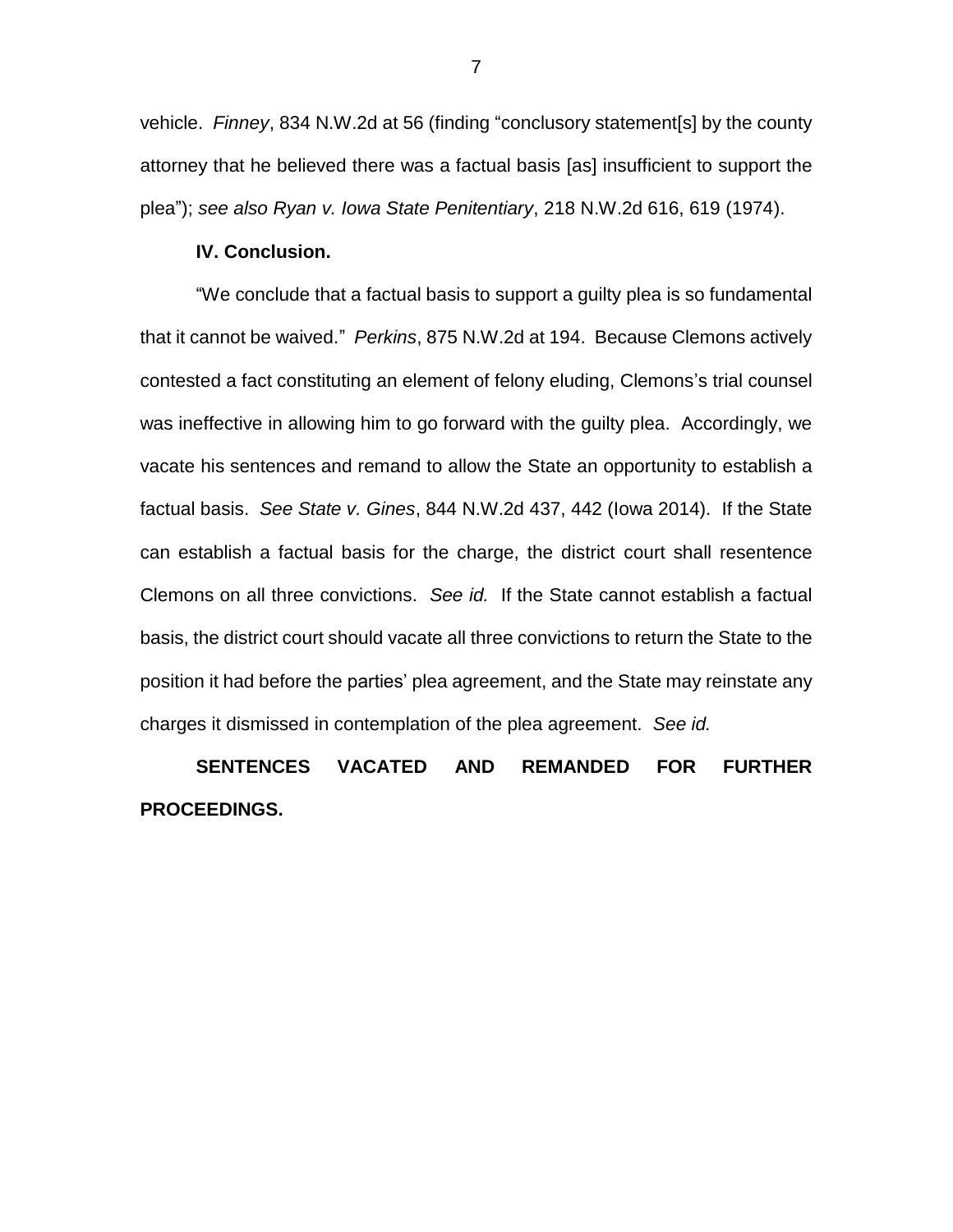vehicle. *Finney*, 834 N.W.2d at 56 (finding "conclusory statement[s] by the county attorney that he believed there was a factual basis [as] insufficient to support the plea"); *see also Ryan v. Iowa State Penitentiary*, 218 N.W.2d 616, 619 (1974).

**IV. Conclusion.**

"We conclude that a factual basis to support a guilty plea is so fundamental that it cannot be waived." *Perkins*, 875 N.W.2d at 194. Because Clemons actively contested a fact constituting an element of felony eluding, Clemons's trial counsel was ineffective in allowing him to go forward with the guilty plea. Accordingly, we vacate his sentences and remand to allow the State an opportunity to establish a factual basis. *See State v. Gines*, 844 N.W.2d 437, 442 (Iowa 2014). If the State can establish a factual basis for the charge, the district court shall resentence Clemons on all three convictions. *See id.* If the State cannot establish a factual basis, the district court should vacate all three convictions to return the State to the position it had before the parties' plea agreement, and the State may reinstate any charges it dismissed in contemplation of the plea agreement. *See id.*

**SENTENCES VACATED AND REMANDED FOR FURTHER PROCEEDINGS.**